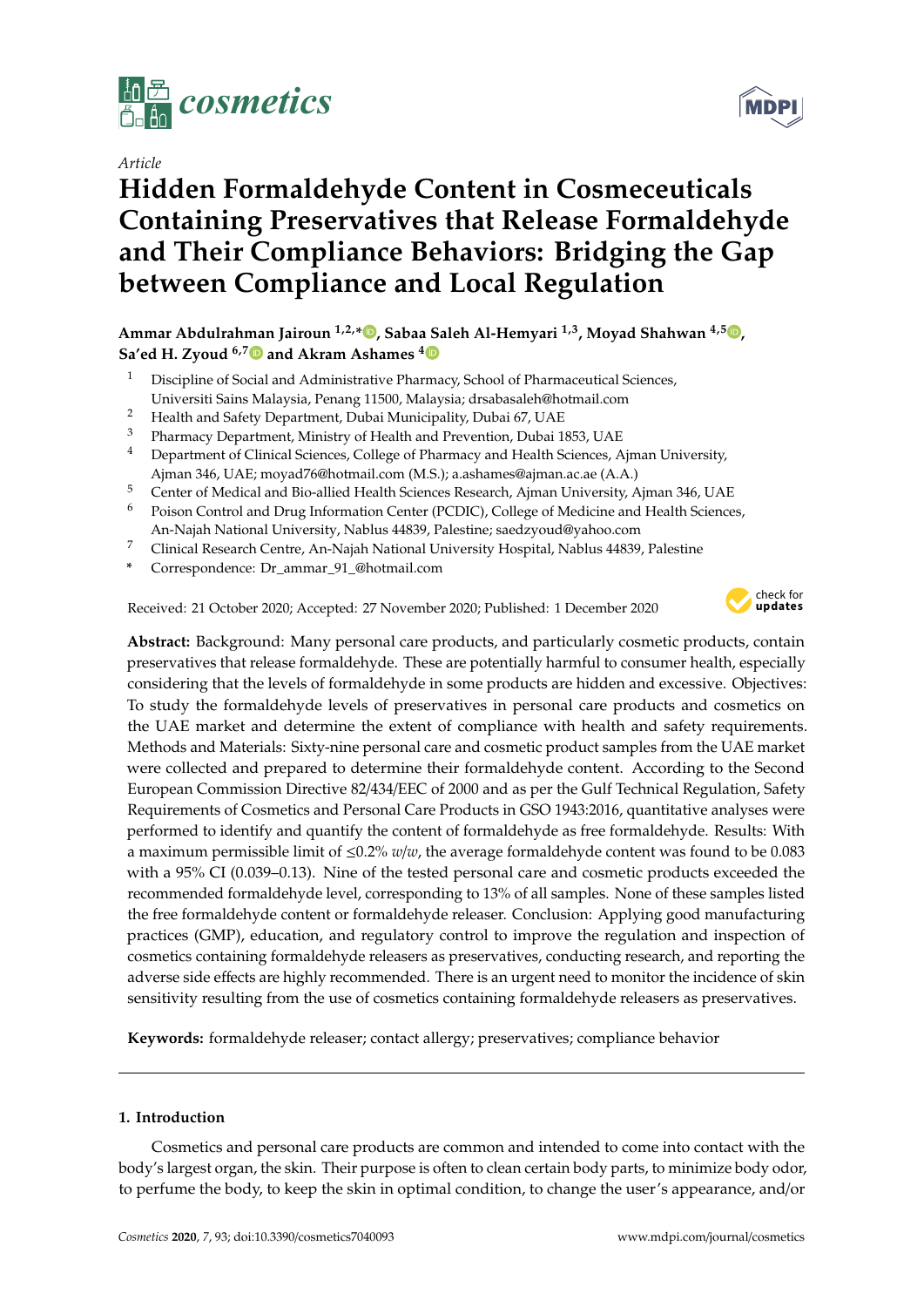*Article*

# Hidden Formaldehyde Content in Cosmeceuticals Containing Preservatives that Release Formaldehyde and Their Compliance Behaviors: Bridging the Gap between Compliance and Local Regulation

**Ammar Abdulrahman Jairoun [1,2,*], Sabaa Saleh Al-Hemyari [1,3], Moyad Shahwan [4,5], Sa'ed H. Zyoud [6,7] and Akram Ashames [4]**

1. Discipline of Social and Administrative Pharmacy, School of Pharmaceutical Sciences, Universiti Sains Malaysia, Penang 11500, Malaysia; drsabasaleh@hotmail.com
2. Health and Safety Department, Dubai Municipality, Dubai 67, UAE
3. Pharmacy Department, Ministry of Health and Prevention, Dubai 1853, UAE
4. Department of Clinical Sciences, College of Pharmacy and Health Sciences, Ajman University, Ajman 346, UAE; moyad76@hotmail.com (M.S.); a.ashames@ajman.ac.ae (A.A.)
5. Center of Medical and Bio-allied Health Sciences Research, Ajman University, Ajman 346, UAE
6. Poison Control and Drug Information Center (PCDIC), College of Medicine and Health Sciences, An-Najah National University, Nablus 44839, Palestine; saedzyoud@yahoo.com
7. Clinical Research Centre, An-Najah National University Hospital, Nablus 44839, Palestine

\* Correspondence: Dr_ammar_91_@hotmail.com

Received: 21 October 2020; Accepted: 27 November 2020; Published: 1 December 2020

**Abstract:** Background: Many personal care products, and particularly cosmetic products, contain preservatives that release formaldehyde. These are potentially harmful to consumer health, especially considering that the levels of formaldehyde in some products are hidden and excessive. Objectives: To study the formaldehyde levels of preservatives in personal care products and cosmetics on the UAE market and determine the extent of compliance with health and safety requirements. Methods and Materials: Sixty-nine personal care and cosmetic product samples from the UAE market were collected and prepared to determine their formaldehyde content. According to the Second European Commission Directive 82/434/EEC of 2000 and as per the Gulf Technical Regulation, Safety Requirements of Cosmetics and Personal Care Products in GSO 1943:2016, quantitative analyses were performed to identify and quantify the content of formaldehyde as free formaldehyde. Results: With a maximum permissible limit of ≤0.2% *w*/*w*, the average formaldehyde content was found to be 0.083 with a 95% CI (0.039–0.13). Nine of the tested personal care and cosmetic products exceeded the recommended formaldehyde level, corresponding to 13% of all samples. None of these samples listed the free formaldehyde content or formaldehyde releaser. Conclusion: Applying good manufacturing practices (GMP), education, and regulatory control to improve the regulation and inspection of cosmetics containing formaldehyde releasers as preservatives, conducting research, and reporting the adverse side effects are highly recommended. There is an urgent need to monitor the incidence of skin sensitivity resulting from the use of cosmetics containing formaldehyde releasers as preservatives.

**Keywords:** formaldehyde releaser; contact allergy; preservatives; compliance behavior

## 1. Introduction

Cosmetics and personal care products are common and intended to come into contact with the body's largest organ, the skin. Their purpose is often to clean certain body parts, to minimize body odor, to perfume the body, to keep the skin in optimal condition, to change the user's appearance, and/or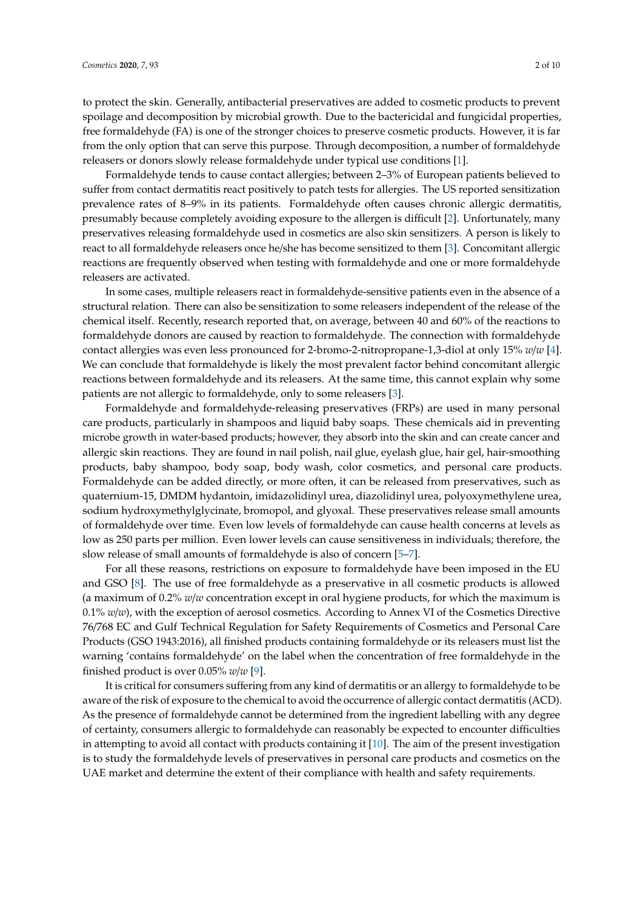to protect the skin. Generally, antibacterial preservatives are added to cosmetic products to prevent spoilage and decomposition by microbial growth. Due to the bactericidal and fungicidal properties, free formaldehyde (FA) is one of the stronger choices to preserve cosmetic products. However, it is far from the only option that can serve this purpose. Through decomposition, a number of formaldehyde releasers or donors slowly release formaldehyde under typical use conditions [1].

Formaldehyde tends to cause contact allergies; between 2–3% of European patients believed to suffer from contact dermatitis react positively to patch tests for allergies. The US reported sensitization prevalence rates of 8–9% in its patients. Formaldehyde often causes chronic allergic dermatitis, presumably because completely avoiding exposure to the allergen is difficult [2]. Unfortunately, many preservatives releasing formaldehyde used in cosmetics are also skin sensitizers. A person is likely to react to all formaldehyde releasers once he/she has become sensitized to them [3]. Concomitant allergic reactions are frequently observed when testing with formaldehyde and one or more formaldehyde releasers are activated.

In some cases, multiple releasers react in formaldehyde-sensitive patients even in the absence of a structural relation. There can also be sensitization to some releasers independent of the release of the chemical itself. Recently, research reported that, on average, between 40 and 60% of the reactions to formaldehyde donors are caused by reaction to formaldehyde. The connection with formaldehyde contact allergies was even less pronounced for 2-bromo-2-nitropropane-1,3-diol at only 15% *w/w* [4]. We can conclude that formaldehyde is likely the most prevalent factor behind concomitant allergic reactions between formaldehyde and its releasers. At the same time, this cannot explain why some patients are not allergic to formaldehyde, only to some releasers [3].

Formaldehyde and formaldehyde-releasing preservatives (FRPs) are used in many personal care products, particularly in shampoos and liquid baby soaps. These chemicals aid in preventing microbe growth in water-based products; however, they absorb into the skin and can create cancer and allergic skin reactions. They are found in nail polish, nail glue, eyelash glue, hair gel, hair-smoothing products, baby shampoo, body soap, body wash, color cosmetics, and personal care products. Formaldehyde can be added directly, or more often, it can be released from preservatives, such as quaternium-15, DMDM hydantoin, imidazolidinyl urea, diazolidinyl urea, polyoxymethylene urea, sodium hydroxymethylglycinate, bromopol, and glyoxal. These preservatives release small amounts of formaldehyde over time. Even low levels of formaldehyde can cause health concerns at levels as low as 250 parts per million. Even lower levels can cause sensitiveness in individuals; therefore, the slow release of small amounts of formaldehyde is also of concern [5–7].

For all these reasons, restrictions on exposure to formaldehyde have been imposed in the EU and GSO [8]. The use of free formaldehyde as a preservative in all cosmetic products is allowed (a maximum of 0.2% *w/w* concentration except in oral hygiene products, for which the maximum is 0.1% *w/w*), with the exception of aerosol cosmetics. According to Annex VI of the Cosmetics Directive 76/768 EC and Gulf Technical Regulation for Safety Requirements of Cosmetics and Personal Care Products (GSO 1943:2016), all finished products containing formaldehyde or its releasers must list the warning 'contains formaldehyde' on the label when the concentration of free formaldehyde in the finished product is over 0.05% *w/w* [9].

It is critical for consumers suffering from any kind of dermatitis or an allergy to formaldehyde to be aware of the risk of exposure to the chemical to avoid the occurrence of allergic contact dermatitis (ACD). As the presence of formaldehyde cannot be determined from the ingredient labelling with any degree of certainty, consumers allergic to formaldehyde can reasonably be expected to encounter difficulties in attempting to avoid all contact with products containing it [10]. The aim of the present investigation is to study the formaldehyde levels of preservatives in personal care products and cosmetics on the UAE market and determine the extent of their compliance with health and safety requirements.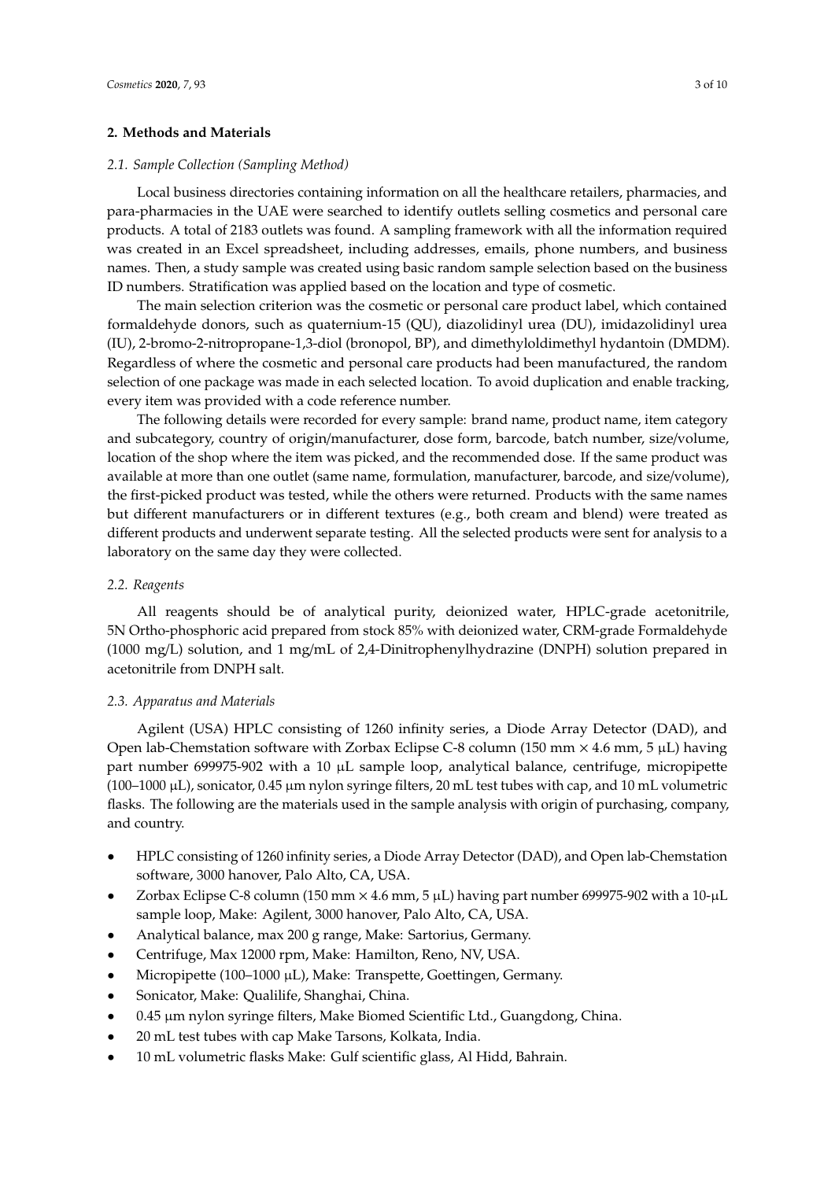## 2. Methods and Materials

### *2.1. Sample Collection (Sampling Method)*

Local business directories containing information on all the healthcare retailers, pharmacies, and para-pharmacies in the UAE were searched to identify outlets selling cosmetics and personal care products. A total of 2183 outlets was found. A sampling framework with all the information required was created in an Excel spreadsheet, including addresses, emails, phone numbers, and business names. Then, a study sample was created using basic random sample selection based on the business ID numbers. Stratification was applied based on the location and type of cosmetic.

The main selection criterion was the cosmetic or personal care product label, which contained formaldehyde donors, such as quaternium-15 (QU), diazolidinyl urea (DU), imidazolidinyl urea (IU), 2-bromo-2-nitropropane-1,3-diol (bronopol, BP), and dimethyloldimethyl hydantoin (DMDM). Regardless of where the cosmetic and personal care products had been manufactured, the random selection of one package was made in each selected location. To avoid duplication and enable tracking, every item was provided with a code reference number.

The following details were recorded for every sample: brand name, product name, item category and subcategory, country of origin/manufacturer, dose form, barcode, batch number, size/volume, location of the shop where the item was picked, and the recommended dose. If the same product was available at more than one outlet (same name, formulation, manufacturer, barcode, and size/volume), the first-picked product was tested, while the others were returned. Products with the same names but different manufacturers or in different textures (e.g., both cream and blend) were treated as different products and underwent separate testing. All the selected products were sent for analysis to a laboratory on the same day they were collected.

### *2.2. Reagents*

All reagents should be of analytical purity, deionized water, HPLC-grade acetonitrile, 5N Ortho-phosphoric acid prepared from stock 85% with deionized water, CRM-grade Formaldehyde (1000 mg/L) solution, and 1 mg/mL of 2,4-Dinitrophenylhydrazine (DNPH) solution prepared in acetonitrile from DNPH salt.

### *2.3. Apparatus and Materials*

Agilent (USA) HPLC consisting of 1260 infinity series, a Diode Array Detector (DAD), and Open lab-Chemstation software with Zorbax Eclipse C-8 column (150 mm × 4.6 mm, 5 µL) having part number 699975-902 with a 10 µL sample loop, analytical balance, centrifuge, micropipette (100–1000 µL), sonicator, 0.45 µm nylon syringe filters, 20 mL test tubes with cap, and 10 mL volumetric flasks. The following are the materials used in the sample analysis with origin of purchasing, company, and country.

- HPLC consisting of 1260 infinity series, a Diode Array Detector (DAD), and Open lab-Chemstation software, 3000 hanover, Palo Alto, CA, USA.
- Zorbax Eclipse C-8 column (150 mm × 4.6 mm, 5 µL) having part number 699975-902 with a 10-µL sample loop, Make: Agilent, 3000 hanover, Palo Alto, CA, USA.
- Analytical balance, max 200 g range, Make: Sartorius, Germany.
- Centrifuge, Max 12000 rpm, Make: Hamilton, Reno, NV, USA.
- Micropipette (100–1000 µL), Make: Transpette, Goettingen, Germany.
- Sonicator, Make: Qualilife, Shanghai, China.
- 0.45 µm nylon syringe filters, Make Biomed Scientific Ltd., Guangdong, China.
- 20 mL test tubes with cap Make Tarsons, Kolkata, India.
- 10 mL volumetric flasks Make: Gulf scientific glass, Al Hidd, Bahrain.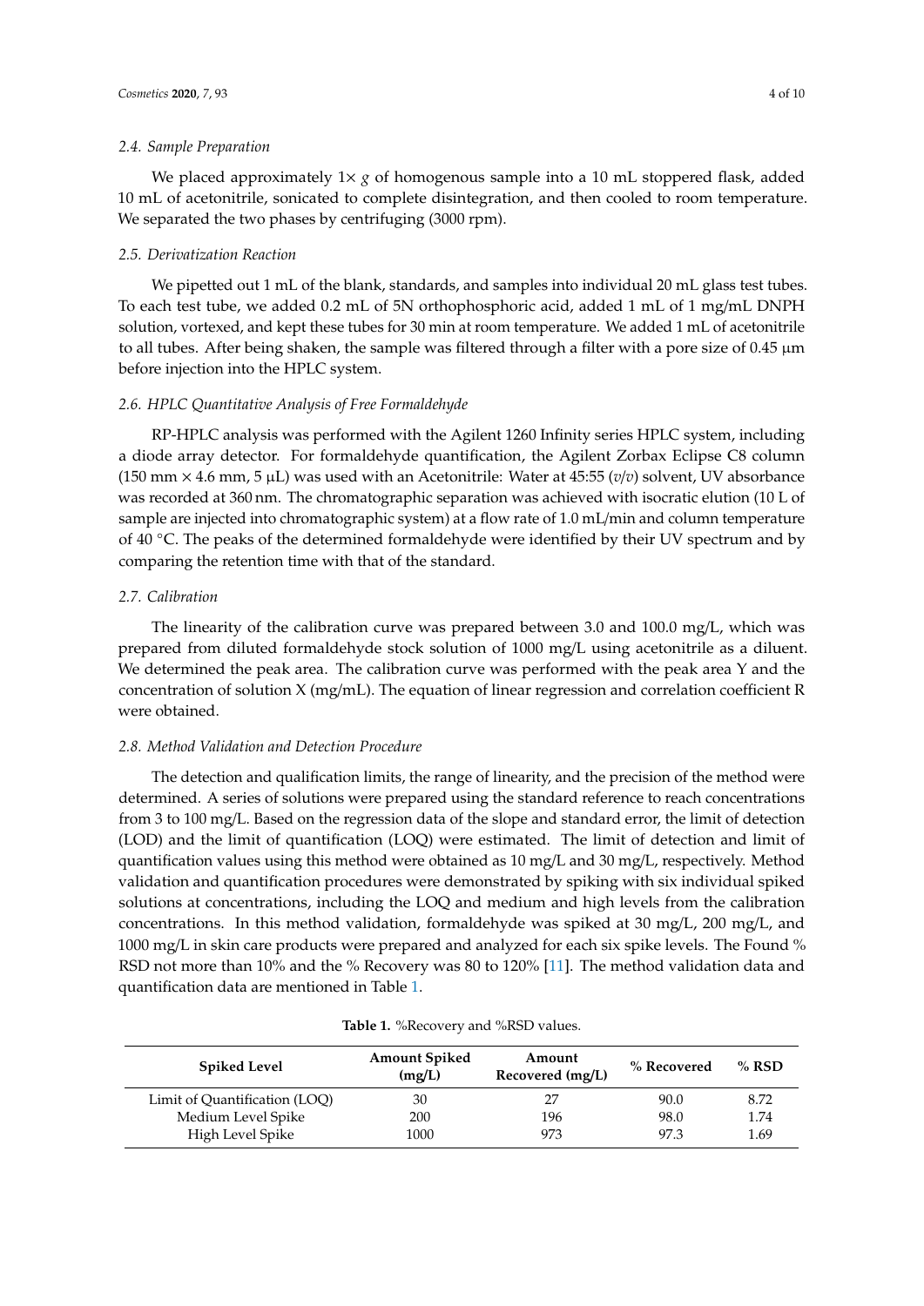### 2.4. Sample Preparation

We placed approximately 1× *g* of homogenous sample into a 10 mL stoppered flask, added 10 mL of acetonitrile, sonicated to complete disintegration, and then cooled to room temperature. We separated the two phases by centrifuging (3000 rpm).

### 2.5. Derivatization Reaction

We pipetted out 1 mL of the blank, standards, and samples into individual 20 mL glass test tubes. To each test tube, we added 0.2 mL of 5N orthophosphoric acid, added 1 mL of 1 mg/mL DNPH solution, vortexed, and kept these tubes for 30 min at room temperature. We added 1 mL of acetonitrile to all tubes. After being shaken, the sample was filtered through a filter with a pore size of 0.45 μm before injection into the HPLC system.

### 2.6. HPLC Quantitative Analysis of Free Formaldehyde

RP-HPLC analysis was performed with the Agilent 1260 Infinity series HPLC system, including a diode array detector. For formaldehyde quantification, the Agilent Zorbax Eclipse C8 column (150 mm × 4.6 mm, 5 μL) was used with an Acetonitrile: Water at 45:55 (*v*/*v*) solvent, UV absorbance was recorded at 360 nm. The chromatographic separation was achieved with isocratic elution (10 L of sample are injected into chromatographic system) at a flow rate of 1.0 mL/min and column temperature of 40 °C. The peaks of the determined formaldehyde were identified by their UV spectrum and by comparing the retention time with that of the standard.

### 2.7. Calibration

The linearity of the calibration curve was prepared between 3.0 and 100.0 mg/L, which was prepared from diluted formaldehyde stock solution of 1000 mg/L using acetonitrile as a diluent. We determined the peak area. The calibration curve was performed with the peak area Y and the concentration of solution X (mg/mL). The equation of linear regression and correlation coefficient R were obtained.

### 2.8. Method Validation and Detection Procedure

The detection and qualification limits, the range of linearity, and the precision of the method were determined. A series of solutions were prepared using the standard reference to reach concentrations from 3 to 100 mg/L. Based on the regression data of the slope and standard error, the limit of detection (LOD) and the limit of quantification (LOQ) were estimated. The limit of detection and limit of quantification values using this method were obtained as 10 mg/L and 30 mg/L, respectively. Method validation and quantification procedures were demonstrated by spiking with six individual spiked solutions at concentrations, including the LOQ and medium and high levels from the calibration concentrations. In this method validation, formaldehyde was spiked at 30 mg/L, 200 mg/L, and 1000 mg/L in skin care products were prepared and analyzed for each six spike levels. The Found % RSD not more than 10% and the % Recovery was 80 to 120% [11]. The method validation data and quantification data are mentioned in Table 1.

**Table 1.** %Recovery and %RSD values.

| Spiked Level | Amount Spiked (mg/L) | Amount Recovered (mg/L) | % Recovered | % RSD |
|---|---|---|---|---|
| Limit of Quantification (LOQ) | 30 | 27 | 90.0 | 8.72 |
| Medium Level Spike | 200 | 196 | 98.0 | 1.74 |
| High Level Spike | 1000 | 973 | 97.3 | 1.69 |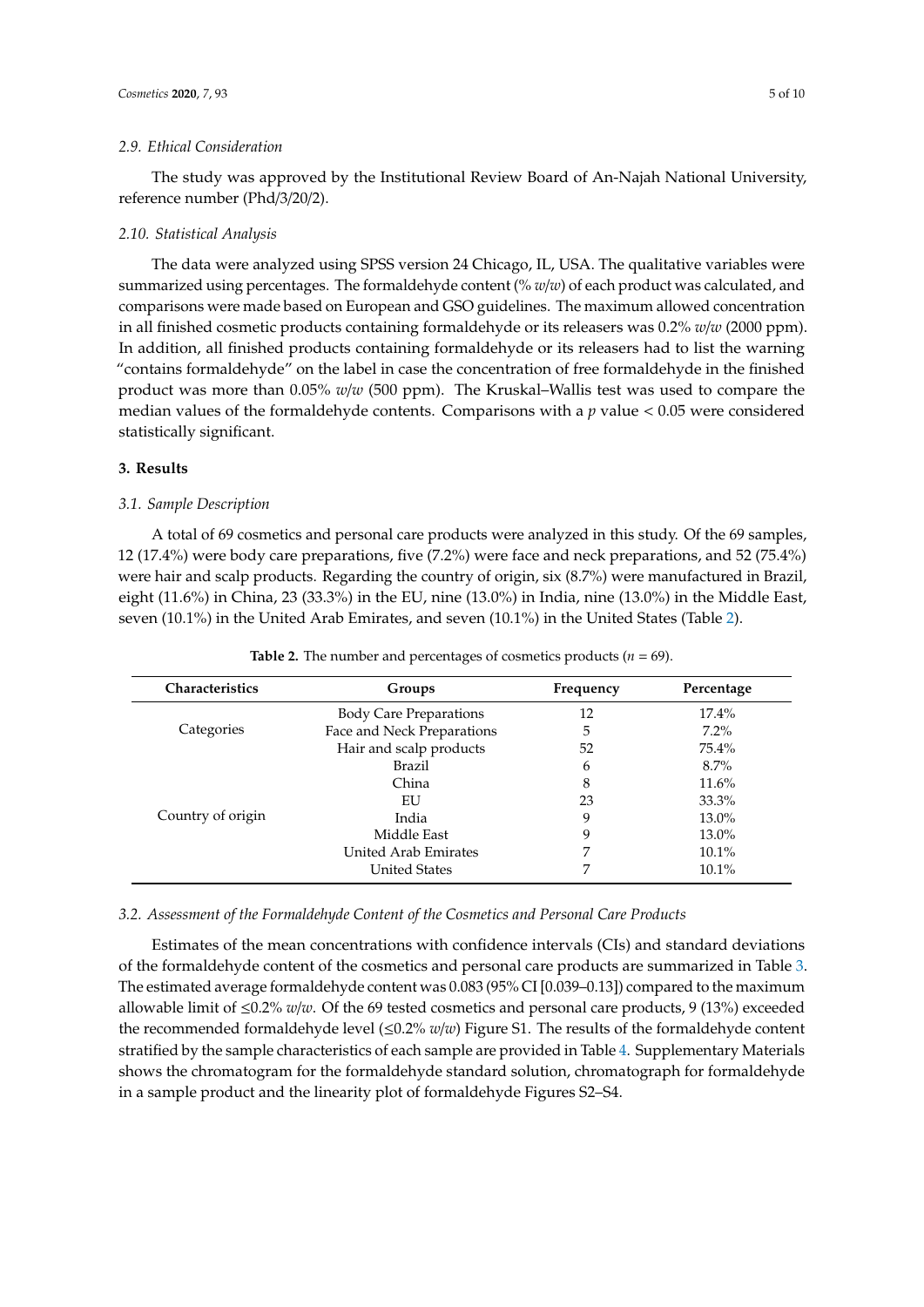### 2.9. Ethical Consideration

The study was approved by the Institutional Review Board of An-Najah National University, reference number (Phd/3/20/2).

### 2.10. Statistical Analysis

The data were analyzed using SPSS version 24 Chicago, IL, USA. The qualitative variables were summarized using percentages. The formaldehyde content (% *w/w*) of each product was calculated, and comparisons were made based on European and GSO guidelines. The maximum allowed concentration in all finished cosmetic products containing formaldehyde or its releasers was 0.2% *w/w* (2000 ppm). In addition, all finished products containing formaldehyde or its releasers had to list the warning "contains formaldehyde" on the label in case the concentration of free formaldehyde in the finished product was more than 0.05% *w/w* (500 ppm). The Kruskal–Wallis test was used to compare the median values of the formaldehyde contents. Comparisons with a $p$ value $< 0.05$ were considered statistically significant.

## 3. Results

### 3.1. Sample Description

A total of 69 cosmetics and personal care products were analyzed in this study. Of the 69 samples, 12 (17.4%) were body care preparations, five (7.2%) were face and neck preparations, and 52 (75.4%) were hair and scalp products. Regarding the country of origin, six (8.7%) were manufactured in Brazil, eight (11.6%) in China, 23 (33.3%) in the EU, nine (13.0%) in India, nine (13.0%) in the Middle East, seven (10.1%) in the United Arab Emirates, and seven (10.1%) in the United States (Table 2).

**Table 2.** The number and percentages of cosmetics products ($n$ = 69).

| Characteristics | Groups | Frequency | Percentage |
|---|---|---|---|
| Categories | Body Care Preparations | 12 | 17.4% |
| | Face and Neck Preparations | 5 | 7.2% |
| | Hair and scalp products | 52 | 75.4% |
| Country of origin | Brazil | 6 | 8.7% |
| | China | 8 | 11.6% |
| | EU | 23 | 33.3% |
| | India | 9 | 13.0% |
| | Middle East | 9 | 13.0% |
| | United Arab Emirates | 7 | 10.1% |
| | United States | 7 | 10.1% |

### 3.2. Assessment of the Formaldehyde Content of the Cosmetics and Personal Care Products

Estimates of the mean concentrations with confidence intervals (CIs) and standard deviations of the formaldehyde content of the cosmetics and personal care products are summarized in Table 3. The estimated average formaldehyde content was 0.083 (95% CI [0.039–0.13]) compared to the maximum allowable limit of ≤0.2% *w/w*. Of the 69 tested cosmetics and personal care products, 9 (13%) exceeded the recommended formaldehyde level (≤0.2% *w/w*) Figure S1. The results of the formaldehyde content stratified by the sample characteristics of each sample are provided in Table 4. Supplementary Materials shows the chromatogram for the formaldehyde standard solution, chromatograph for formaldehyde in a sample product and the linearity plot of formaldehyde Figures S2–S4.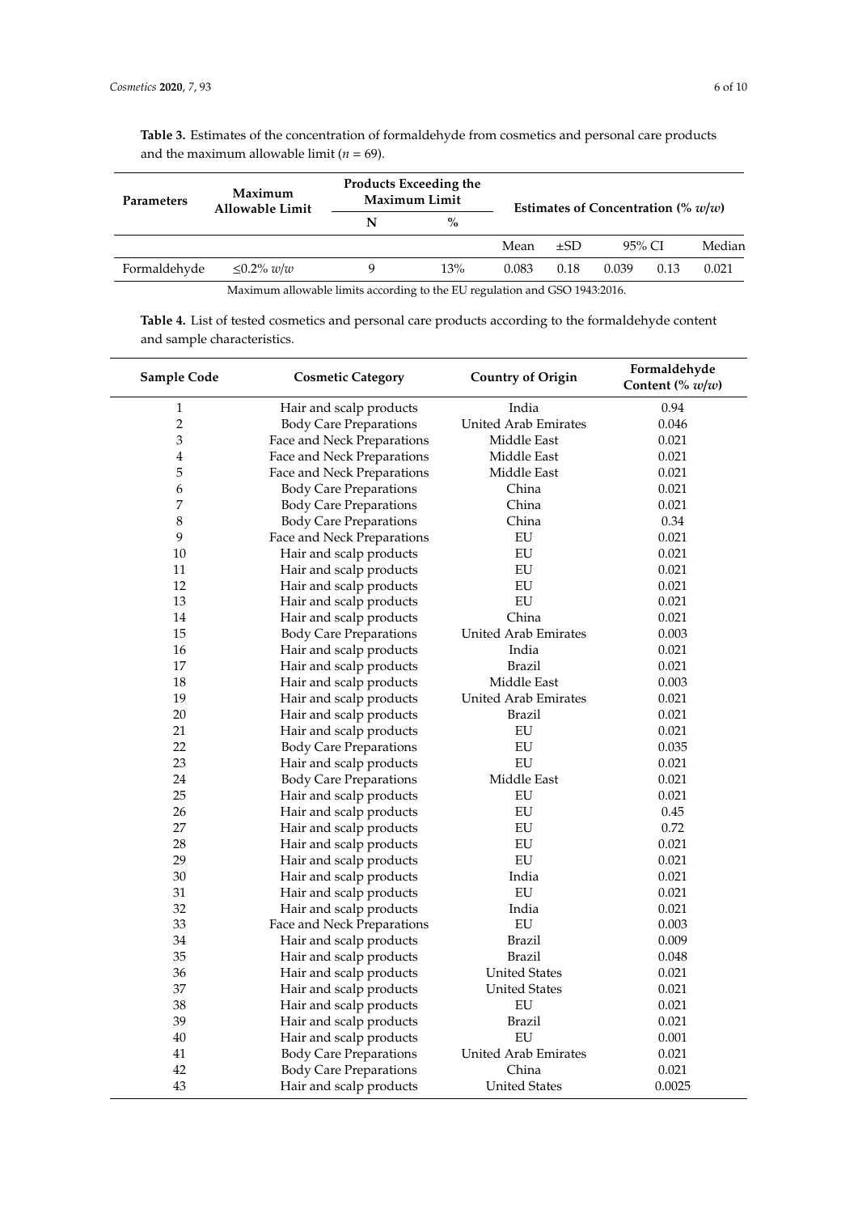**Table 3.** Estimates of the concentration of formaldehyde from cosmetics and personal care products and the maximum allowable limit ($n$ = 69).

| Parameters | Maximum Allowable Limit | Products Exceeding the Maximum Limit | | Estimates of Concentration (% *w*/*w*) | | | | |
|---|---|---|---|---|---|---|---|---|
| | | N | % | | | | | |
| | | | | Mean | ±SD | 95% CI | | Median |
| Formaldehyde | ≤0.2% *w*/*w* | 9 | 13% | 0.083 | 0.18 | 0.039 | 0.13 | 0.021 |

Maximum allowable limits according to the EU regulation and GSO 1943:2016.

**Table 4.** List of tested cosmetics and personal care products according to the formaldehyde content and sample characteristics.

| Sample Code | Cosmetic Category | Country of Origin | Formaldehyde Content (% *w*/*w*) |
|---|---|---|---|
| 1 | Hair and scalp products | India | 0.94 |
| 2 | Body Care Preparations | United Arab Emirates | 0.046 |
| 3 | Face and Neck Preparations | Middle East | 0.021 |
| 4 | Face and Neck Preparations | Middle East | 0.021 |
| 5 | Face and Neck Preparations | Middle East | 0.021 |
| 6 | Body Care Preparations | China | 0.021 |
| 7 | Body Care Preparations | China | 0.021 |
| 8 | Body Care Preparations | China | 0.34 |
| 9 | Face and Neck Preparations | EU | 0.021 |
| 10 | Hair and scalp products | EU | 0.021 |
| 11 | Hair and scalp products | EU | 0.021 |
| 12 | Hair and scalp products | EU | 0.021 |
| 13 | Hair and scalp products | EU | 0.021 |
| 14 | Hair and scalp products | China | 0.021 |
| 15 | Body Care Preparations | United Arab Emirates | 0.003 |
| 16 | Hair and scalp products | India | 0.021 |
| 17 | Hair and scalp products | Brazil | 0.021 |
| 18 | Hair and scalp products | Middle East | 0.003 |
| 19 | Hair and scalp products | United Arab Emirates | 0.021 |
| 20 | Hair and scalp products | Brazil | 0.021 |
| 21 | Hair and scalp products | EU | 0.021 |
| 22 | Body Care Preparations | EU | 0.035 |
| 23 | Hair and scalp products | EU | 0.021 |
| 24 | Body Care Preparations | Middle East | 0.021 |
| 25 | Hair and scalp products | EU | 0.021 |
| 26 | Hair and scalp products | EU | 0.45 |
| 27 | Hair and scalp products | EU | 0.72 |
| 28 | Hair and scalp products | EU | 0.021 |
| 29 | Hair and scalp products | EU | 0.021 |
| 30 | Hair and scalp products | India | 0.021 |
| 31 | Hair and scalp products | EU | 0.021 |
| 32 | Hair and scalp products | India | 0.021 |
| 33 | Face and Neck Preparations | EU | 0.003 |
| 34 | Hair and scalp products | Brazil | 0.009 |
| 35 | Hair and scalp products | Brazil | 0.048 |
| 36 | Hair and scalp products | United States | 0.021 |
| 37 | Hair and scalp products | United States | 0.021 |
| 38 | Hair and scalp products | EU | 0.021 |
| 39 | Hair and scalp products | Brazil | 0.021 |
| 40 | Hair and scalp products | EU | 0.001 |
| 41 | Body Care Preparations | United Arab Emirates | 0.021 |
| 42 | Body Care Preparations | China | 0.021 |
| 43 | Hair and scalp products | United States | 0.0025 |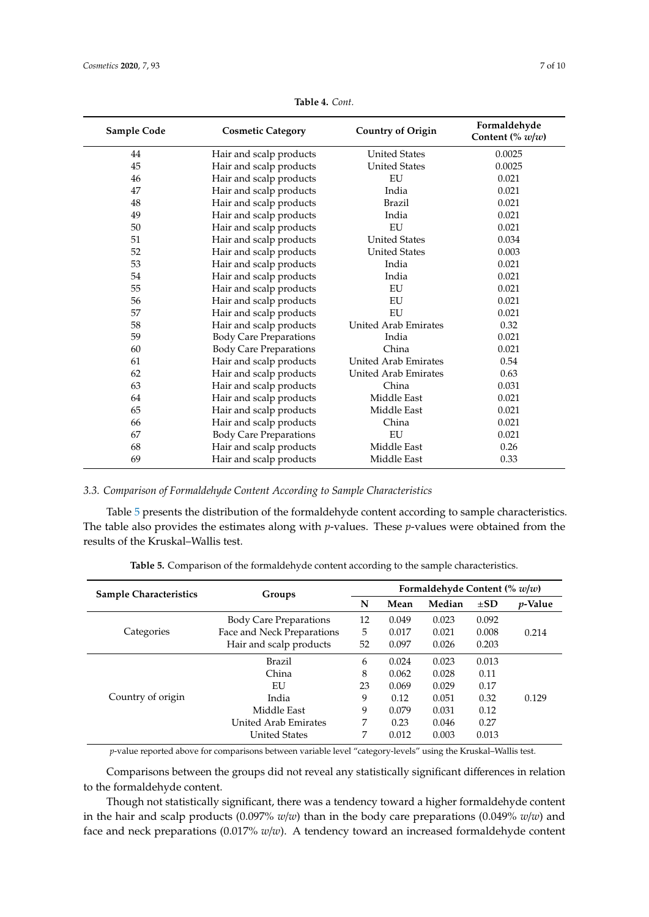**Table 4.** *Cont.*

| Sample Code | Cosmetic Category | Country of Origin | Formaldehyde Content (% *w*/*w*) |
|---|---|---|---|
| 44 | Hair and scalp products | United States | 0.0025 |
| 45 | Hair and scalp products | United States | 0.0025 |
| 46 | Hair and scalp products | EU | 0.021 |
| 47 | Hair and scalp products | India | 0.021 |
| 48 | Hair and scalp products | Brazil | 0.021 |
| 49 | Hair and scalp products | India | 0.021 |
| 50 | Hair and scalp products | EU | 0.021 |
| 51 | Hair and scalp products | United States | 0.034 |
| 52 | Hair and scalp products | United States | 0.003 |
| 53 | Hair and scalp products | India | 0.021 |
| 54 | Hair and scalp products | India | 0.021 |
| 55 | Hair and scalp products | EU | 0.021 |
| 56 | Hair and scalp products | EU | 0.021 |
| 57 | Hair and scalp products | EU | 0.021 |
| 58 | Hair and scalp products | United Arab Emirates | 0.32 |
| 59 | Body Care Preparations | India | 0.021 |
| 60 | Body Care Preparations | China | 0.021 |
| 61 | Hair and scalp products | United Arab Emirates | 0.54 |
| 62 | Hair and scalp products | United Arab Emirates | 0.63 |
| 63 | Hair and scalp products | China | 0.031 |
| 64 | Hair and scalp products | Middle East | 0.021 |
| 65 | Hair and scalp products | Middle East | 0.021 |
| 66 | Hair and scalp products | China | 0.021 |
| 67 | Body Care Preparations | EU | 0.021 |
| 68 | Hair and scalp products | Middle East | 0.26 |
| 69 | Hair and scalp products | Middle East | 0.33 |

### 3.3. Comparison of Formaldehyde Content According to Sample Characteristics

Table 5 presents the distribution of the formaldehyde content according to sample characteristics. The table also provides the estimates along with *p*-values. These *p*-values were obtained from the results of the Kruskal–Wallis test.

**Table 5.** Comparison of the formaldehyde content according to the sample characteristics.

| Sample Characteristics | Groups | Formaldehyde Content (% *w*/*w*) | | | | |
|---|---|---|---|---|---|---|
| | | N | Mean | Median | ±SD | *p*-Value |
| Categories | Body Care Preparations | 12 | 0.049 | 0.023 | 0.092 | 0.214 |
| | Face and Neck Preparations | 5 | 0.017 | 0.021 | 0.008 | |
| | Hair and scalp products | 52 | 0.097 | 0.026 | 0.203 | |
| Country of origin | Brazil | 6 | 0.024 | 0.023 | 0.013 | 0.129 |
| | China | 8 | 0.062 | 0.028 | 0.11 | |
| | EU | 23 | 0.069 | 0.029 | 0.17 | |
| | India | 9 | 0.12 | 0.051 | 0.32 | |
| | Middle East | 9 | 0.079 | 0.031 | 0.12 | |
| | United Arab Emirates | 7 | 0.23 | 0.046 | 0.27 | |
| | United States | 7 | 0.012 | 0.003 | 0.013 | |

*p*-value reported above for comparisons between variable level "category-levels" using the Kruskal–Wallis test.

Comparisons between the groups did not reveal any statistically significant differences in relation to the formaldehyde content.

Though not statistically significant, there was a tendency toward a higher formaldehyde content in the hair and scalp products (0.097% *w*/*w*) than in the body care preparations (0.049% *w*/*w*) and face and neck preparations (0.017% *w*/*w*). A tendency toward an increased formaldehyde content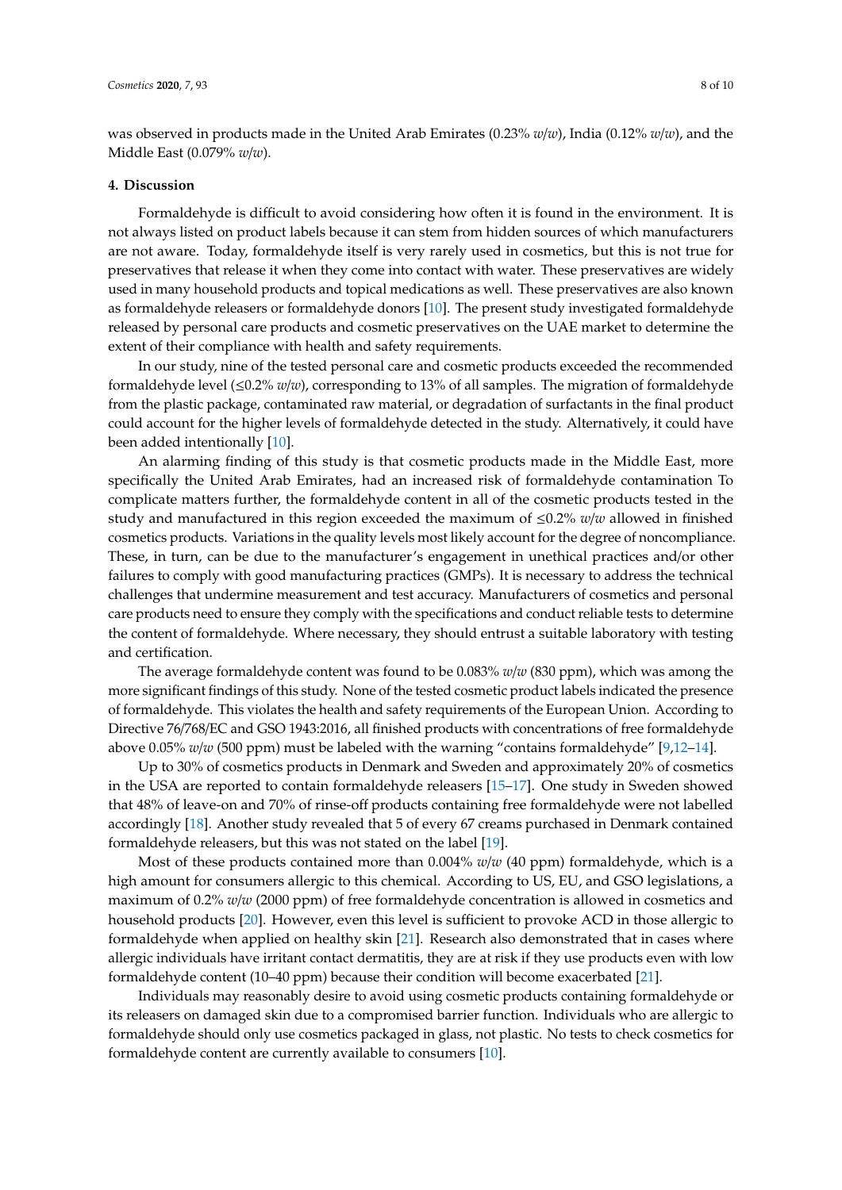was observed in products made in the United Arab Emirates (0.23% *w*/*w*), India (0.12% *w*/*w*), and the Middle East (0.079% *w*/*w*).

## 4. Discussion

Formaldehyde is difficult to avoid considering how often it is found in the environment. It is not always listed on product labels because it can stem from hidden sources of which manufacturers are not aware. Today, formaldehyde itself is very rarely used in cosmetics, but this is not true for preservatives that release it when they come into contact with water. These preservatives are widely used in many household products and topical medications as well. These preservatives are also known as formaldehyde releasers or formaldehyde donors [10]. The present study investigated formaldehyde released by personal care products and cosmetic preservatives on the UAE market to determine the extent of their compliance with health and safety requirements.

In our study, nine of the tested personal care and cosmetic products exceeded the recommended formaldehyde level (≤0.2% *w*/*w*), corresponding to 13% of all samples. The migration of formaldehyde from the plastic package, contaminated raw material, or degradation of surfactants in the final product could account for the higher levels of formaldehyde detected in the study. Alternatively, it could have been added intentionally [10].

An alarming finding of this study is that cosmetic products made in the Middle East, more specifically the United Arab Emirates, had an increased risk of formaldehyde contamination To complicate matters further, the formaldehyde content in all of the cosmetic products tested in the study and manufactured in this region exceeded the maximum of ≤0.2% *w*/*w* allowed in finished cosmetics products. Variations in the quality levels most likely account for the degree of noncompliance. These, in turn, can be due to the manufacturer's engagement in unethical practices and/or other failures to comply with good manufacturing practices (GMPs). It is necessary to address the technical challenges that undermine measurement and test accuracy. Manufacturers of cosmetics and personal care products need to ensure they comply with the specifications and conduct reliable tests to determine the content of formaldehyde. Where necessary, they should entrust a suitable laboratory with testing and certification.

The average formaldehyde content was found to be 0.083% *w*/*w* (830 ppm), which was among the more significant findings of this study. None of the tested cosmetic product labels indicated the presence of formaldehyde. This violates the health and safety requirements of the European Union. According to Directive 76/768/EC and GSO 1943:2016, all finished products with concentrations of free formaldehyde above 0.05% *w*/*w* (500 ppm) must be labeled with the warning "contains formaldehyde" [9,12–14].

Up to 30% of cosmetics products in Denmark and Sweden and approximately 20% of cosmetics in the USA are reported to contain formaldehyde releasers [15–17]. One study in Sweden showed that 48% of leave-on and 70% of rinse-off products containing free formaldehyde were not labelled accordingly [18]. Another study revealed that 5 of every 67 creams purchased in Denmark contained formaldehyde releasers, but this was not stated on the label [19].

Most of these products contained more than 0.004% *w*/*w* (40 ppm) formaldehyde, which is a high amount for consumers allergic to this chemical. According to US, EU, and GSO legislations, a maximum of 0.2% *w*/*w* (2000 ppm) of free formaldehyde concentration is allowed in cosmetics and household products [20]. However, even this level is sufficient to provoke ACD in those allergic to formaldehyde when applied on healthy skin [21]. Research also demonstrated that in cases where allergic individuals have irritant contact dermatitis, they are at risk if they use products even with low formaldehyde content (10–40 ppm) because their condition will become exacerbated [21].

Individuals may reasonably desire to avoid using cosmetic products containing formaldehyde or its releasers on damaged skin due to a compromised barrier function. Individuals who are allergic to formaldehyde should only use cosmetics packaged in glass, not plastic. No tests to check cosmetics for formaldehyde content are currently available to consumers [10].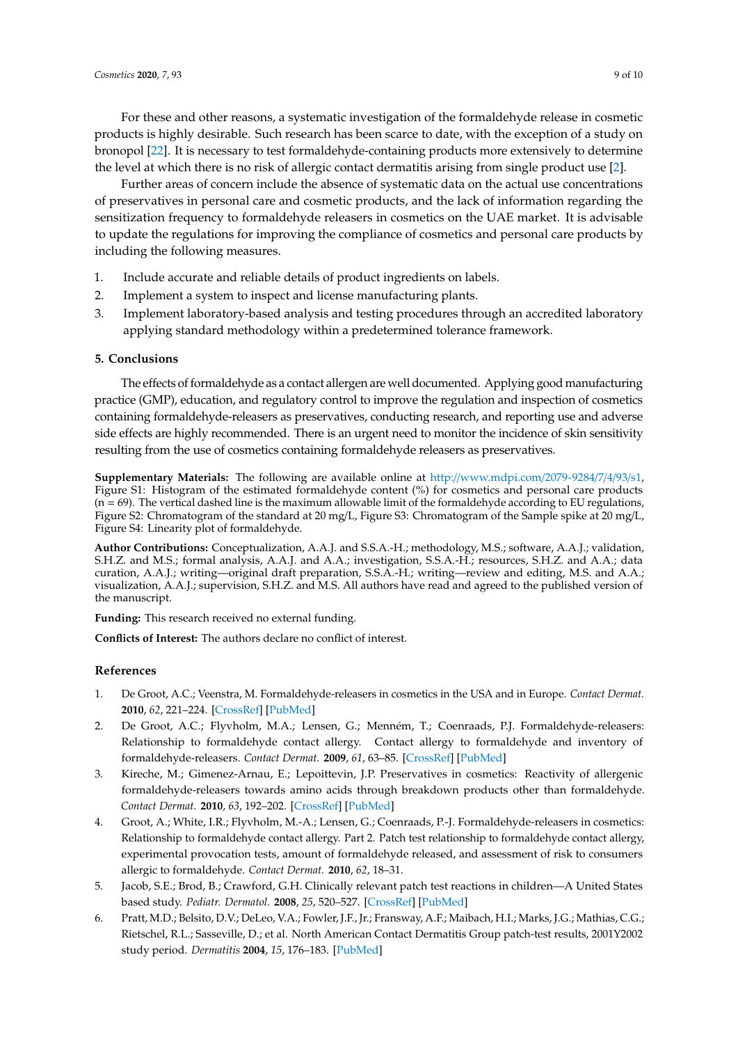For these and other reasons, a systematic investigation of the formaldehyde release in cosmetic products is highly desirable. Such research has been scarce to date, with the exception of a study on bronopol [22]. It is necessary to test formaldehyde-containing products more extensively to determine the level at which there is no risk of allergic contact dermatitis arising from single product use [2].

Further areas of concern include the absence of systematic data on the actual use concentrations of preservatives in personal care and cosmetic products, and the lack of information regarding the sensitization frequency to formaldehyde releasers in cosmetics on the UAE market. It is advisable to update the regulations for improving the compliance of cosmetics and personal care products by including the following measures.

1. Include accurate and reliable details of product ingredients on labels.
2. Implement a system to inspect and license manufacturing plants.
3. Implement laboratory-based analysis and testing procedures through an accredited laboratory applying standard methodology within a predetermined tolerance framework.

## 5. Conclusions

The effects of formaldehyde as a contact allergen are well documented. Applying good manufacturing practice (GMP), education, and regulatory control to improve the regulation and inspection of cosmetics containing formaldehyde-releasers as preservatives, conducting research, and reporting use and adverse side effects are highly recommended. There is an urgent need to monitor the incidence of skin sensitivity resulting from the use of cosmetics containing formaldehyde releasers as preservatives.

**Supplementary Materials:** The following are available online at http://www.mdpi.com/2079-9284/7/4/93/s1, Figure S1: Histogram of the estimated formaldehyde content (%) for cosmetics and personal care products (n = 69). The vertical dashed line is the maximum allowable limit of the formaldehyde according to EU regulations, Figure S2: Chromatogram of the standard at 20 mg/L, Figure S3: Chromatogram of the Sample spike at 20 mg/L, Figure S4: Linearity plot of formaldehyde.

**Author Contributions:** Conceptualization, A.A.J. and S.S.A.-H.; methodology, M.S.; software, A.A.J.; validation, S.H.Z. and M.S.; formal analysis, A.A.J. and A.A.; investigation, S.S.A.-H.; resources, S.H.Z. and A.A.; data curation, A.A.J.; writing—original draft preparation, S.S.A.-H.; writing—review and editing, M.S. and A.A.; visualization, A.A.J.; supervision, S.H.Z. and M.S. All authors have read and agreed to the published version of the manuscript.

**Funding:** This research received no external funding.

**Conflicts of Interest:** The authors declare no conflict of interest.

## References

1. De Groot, A.C.; Veenstra, M. Formaldehyde-releasers in cosmetics in the USA and in Europe. *Contact Dermat.* **2010**, *62*, 221–224. [CrossRef] [PubMed]
2. De Groot, A.C.; Flyvholm, M.A.; Lensen, G.; Menném, T.; Coenraads, P.J. Formaldehyde-releasers: Relationship to formaldehyde contact allergy. Contact allergy to formaldehyde and inventory of formaldehyde-releasers. *Contact Dermat.* **2009**, *61*, 63–85. [CrossRef] [PubMed]
3. Kireche, M.; Gimenez-Arnau, E.; Lepoittevin, J.P. Preservatives in cosmetics: Reactivity of allergenic formaldehyde-releasers towards amino acids through breakdown products other than formaldehyde. *Contact Dermat.* **2010**, *63*, 192–202. [CrossRef] [PubMed]
4. Groot, A.; White, I.R.; Flyvholm, M.-A.; Lensen, G.; Coenraads, P.-J. Formaldehyde-releasers in cosmetics: Relationship to formaldehyde contact allergy. Part 2. Patch test relationship to formaldehyde contact allergy, experimental provocation tests, amount of formaldehyde released, and assessment of risk to consumers allergic to formaldehyde. *Contact Dermat.* **2010**, *62*, 18–31.
5. Jacob, S.E.; Brod, B.; Crawford, G.H. Clinically relevant patch test reactions in children—A United States based study. *Pediatr. Dermatol.* **2008**, *25*, 520–527. [CrossRef] [PubMed]
6. Pratt, M.D.; Belsito, D.V.; DeLeo, V.A.; Fowler, J.F., Jr.; Fransway, A.F.; Maibach, H.I.; Marks, J.G.; Mathias, C.G.; Rietschel, R.L.; Sasseville, D.; et al. North American Contact Dermatitis Group patch-test results, 2001Y2002 study period. *Dermatitis* **2004**, *15*, 176–183. [PubMed]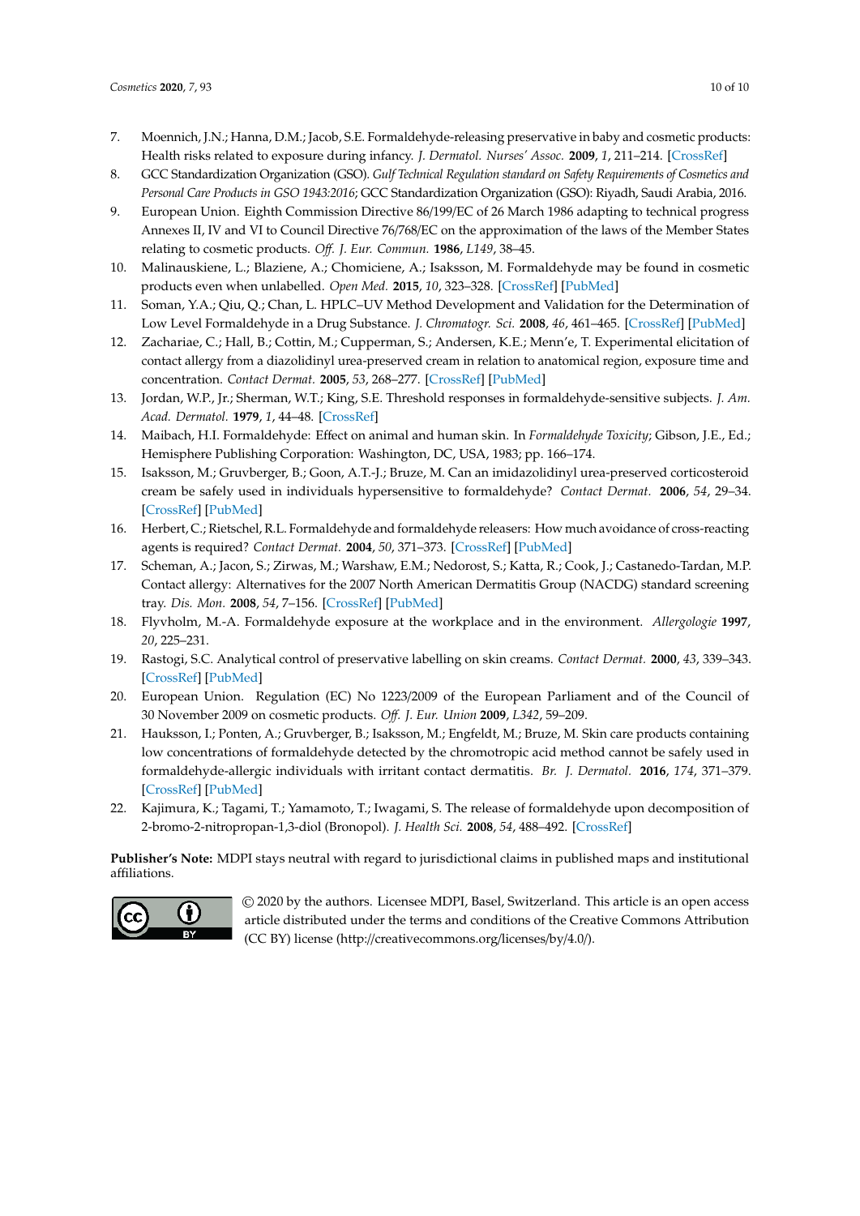7. Moennich, J.N.; Hanna, D.M.; Jacob, S.E. Formaldehyde-releasing preservative in baby and cosmetic products: Health risks related to exposure during infancy. *J. Dermatol. Nurses' Assoc.* **2009**, *1*, 211–214. [CrossRef]
8. GCC Standardization Organization (GSO). *Gulf Technical Regulation standard on Safety Requirements of Cosmetics and Personal Care Products in GSO 1943:2016*; GCC Standardization Organization (GSO): Riyadh, Saudi Arabia, 2016.
9. European Union. Eighth Commission Directive 86/199/EC of 26 March 1986 adapting to technical progress Annexes II, IV and VI to Council Directive 76/768/EC on the approximation of the laws of the Member States relating to cosmetic products. *Off. J. Eur. Commun.* **1986**, *L149*, 38–45.
10. Malinauskiene, L.; Blaziene, A.; Chomiciene, A.; Isaksson, M. Formaldehyde may be found in cosmetic products even when unlabelled. *Open Med.* **2015**, *10*, 323–328. [CrossRef] [PubMed]
11. Soman, Y.A.; Qiu, Q.; Chan, L. HPLC–UV Method Development and Validation for the Determination of Low Level Formaldehyde in a Drug Substance. *J. Chromatogr. Sci.* **2008**, *46*, 461–465. [CrossRef] [PubMed]
12. Zachariae, C.; Hall, B.; Cottin, M.; Cupperman, S.; Andersen, K.E.; Menn'e, T. Experimental elicitation of contact allergy from a diazolidinyl urea-preserved cream in relation to anatomical region, exposure time and concentration. *Contact Dermat.* **2005**, *53*, 268–277. [CrossRef] [PubMed]
13. Jordan, W.P., Jr.; Sherman, W.T.; King, S.E. Threshold responses in formaldehyde-sensitive subjects. *J. Am. Acad. Dermatol.* **1979**, *1*, 44–48. [CrossRef]
14. Maibach, H.I. Formaldehyde: Effect on animal and human skin. In *Formaldehyde Toxicity*; Gibson, J.E., Ed.; Hemisphere Publishing Corporation: Washington, DC, USA, 1983; pp. 166–174.
15. Isaksson, M.; Gruvberger, B.; Goon, A.T.-J.; Bruze, M. Can an imidazolidinyl urea-preserved corticosteroid cream be safely used in individuals hypersensitive to formaldehyde? *Contact Dermat.* **2006**, *54*, 29–34. [CrossRef] [PubMed]
16. Herbert, C.; Rietschel, R.L. Formaldehyde and formaldehyde releasers: How much avoidance of cross-reacting agents is required? *Contact Dermat.* **2004**, *50*, 371–373. [CrossRef] [PubMed]
17. Scheman, A.; Jacon, S.; Zirwas, M.; Warshaw, E.M.; Nedorost, S.; Katta, R.; Cook, J.; Castanedo-Tardan, M.P. Contact allergy: Alternatives for the 2007 North American Dermatitis Group (NACDG) standard screening tray. *Dis. Mon.* **2008**, *54*, 7–156. [CrossRef] [PubMed]
18. Flyvholm, M.-A. Formaldehyde exposure at the workplace and in the environment. *Allergologie* **1997**, *20*, 225–231.
19. Rastogi, S.C. Analytical control of preservative labelling on skin creams. *Contact Dermat.* **2000**, *43*, 339–343. [CrossRef] [PubMed]
20. European Union. Regulation (EC) No 1223/2009 of the European Parliament and of the Council of 30 November 2009 on cosmetic products. *Off. J. Eur. Union* **2009**, *L342*, 59–209.
21. Hauksson, I.; Ponten, A.; Gruvberger, B.; Isaksson, M.; Engfeldt, M.; Bruze, M. Skin care products containing low concentrations of formaldehyde detected by the chromotropic acid method cannot be safely used in formaldehyde-allergic individuals with irritant contact dermatitis. *Br. J. Dermatol.* **2016**, *174*, 371–379. [CrossRef] [PubMed]
22. Kajimura, K.; Tagami, T.; Yamamoto, T.; Iwagami, S. The release of formaldehyde upon decomposition of 2-bromo-2-nitropropan-1,3-diol (Bronopol). *J. Health Sci.* **2008**, *54*, 488–492. [CrossRef]

**Publisher's Note:** MDPI stays neutral with regard to jurisdictional claims in published maps and institutional affiliations.

© 2020 by the authors. Licensee MDPI, Basel, Switzerland. This article is an open access article distributed under the terms and conditions of the Creative Commons Attribution (CC BY) license (http://creativecommons.org/licenses/by/4.0/).